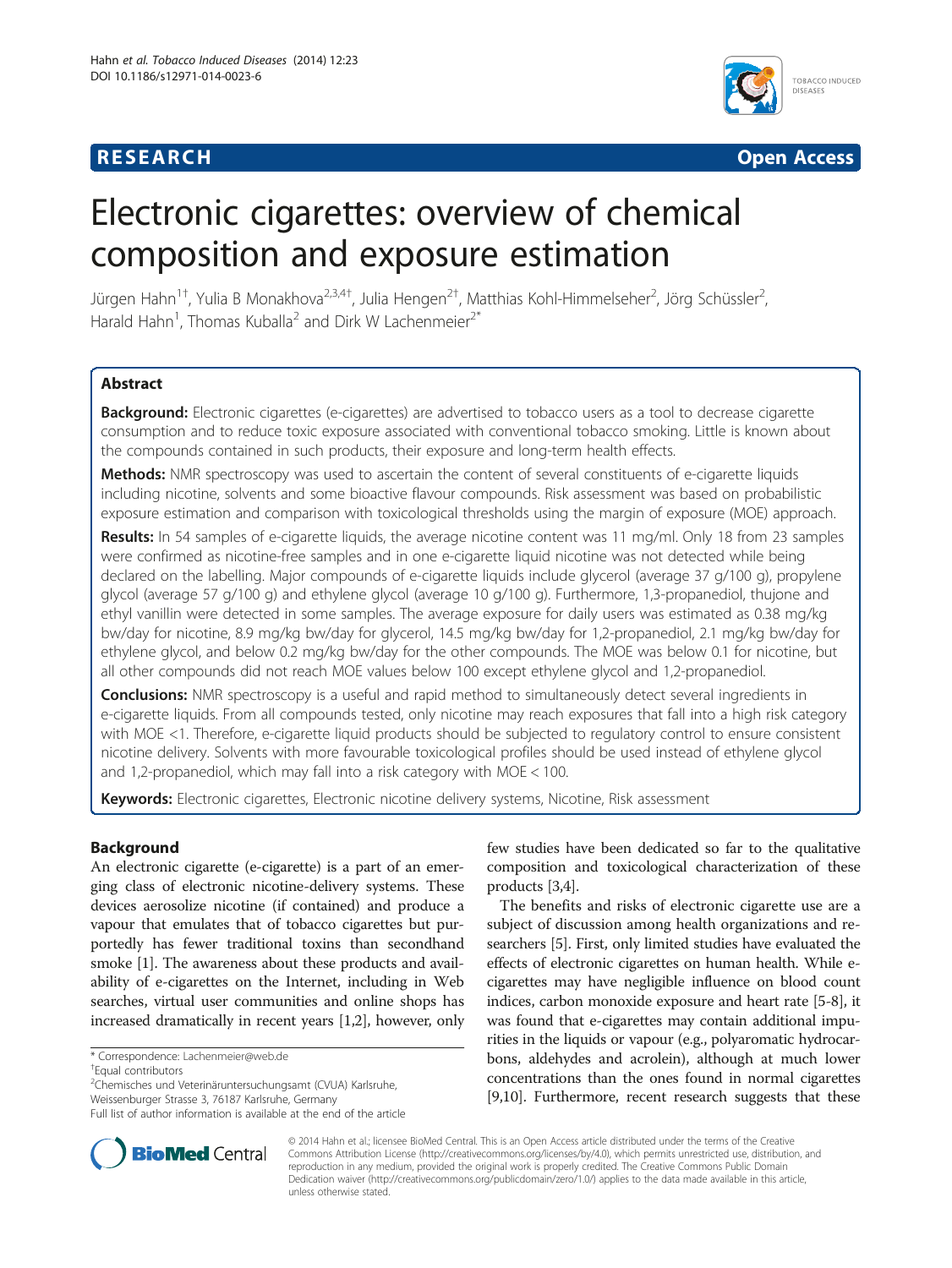**RESEARCH** **Open Access**

# Electronic cigarettes: overview of chemical composition and exposure estimation

Jürgen Hahn[1†], Yulia B Monakhova[2,3,4†], Julia Hengen[2†], Matthias Kohl-Himmelseher[2], Jörg Schüssler[2], Harald Hahn[1], Thomas Kuballa[2] and Dirk W Lachenmeier[2*]

## Abstract

**Background:** Electronic cigarettes (e-cigarettes) are advertised to tobacco users as a tool to decrease cigarette consumption and to reduce toxic exposure associated with conventional tobacco smoking. Little is known about the compounds contained in such products, their exposure and long-term health effects.

**Methods:** NMR spectroscopy was used to ascertain the content of several constituents of e-cigarette liquids including nicotine, solvents and some bioactive flavour compounds. Risk assessment was based on probabilistic exposure estimation and comparison with toxicological thresholds using the margin of exposure (MOE) approach.

**Results:** In 54 samples of e-cigarette liquids, the average nicotine content was 11 mg/ml. Only 18 from 23 samples were confirmed as nicotine-free samples and in one e-cigarette liquid nicotine was not detected while being declared on the labelling. Major compounds of e-cigarette liquids include glycerol (average 37 g/100 g), propylene glycol (average 57 g/100 g) and ethylene glycol (average 10 g/100 g). Furthermore, 1,3-propanediol, thujone and ethyl vanillin were detected in some samples. The average exposure for daily users was estimated as 0.38 mg/kg bw/day for nicotine, 8.9 mg/kg bw/day for glycerol, 14.5 mg/kg bw/day for 1,2-propanediol, 2.1 mg/kg bw/day for ethylene glycol, and below 0.2 mg/kg bw/day for the other compounds. The MOE was below 0.1 for nicotine, but all other compounds did not reach MOE values below 100 except ethylene glycol and 1,2-propanediol.

**Conclusions:** NMR spectroscopy is a useful and rapid method to simultaneously detect several ingredients in e-cigarette liquids. From all compounds tested, only nicotine may reach exposures that fall into a high risk category with MOE <1. Therefore, e-cigarette liquid products should be subjected to regulatory control to ensure consistent nicotine delivery. Solvents with more favourable toxicological profiles should be used instead of ethylene glycol and 1,2-propanediol, which may fall into a risk category with MOE < 100.

**Keywords:** Electronic cigarettes, Electronic nicotine delivery systems, Nicotine, Risk assessment

## Background

An electronic cigarette (e-cigarette) is a part of an emerging class of electronic nicotine-delivery systems. These devices aerosolize nicotine (if contained) and produce a vapour that emulates that of tobacco cigarettes but purportedly has fewer traditional toxins than secondhand smoke [1]. The awareness about these products and availability of e-cigarettes on the Internet, including in Web searches, virtual user communities and online shops has increased dramatically in recent years [1,2], however, only few studies have been dedicated so far to the qualitative composition and toxicological characterization of these products [3,4].

The benefits and risks of electronic cigarette use are a subject of discussion among health organizations and researchers [5]. First, only limited studies have evaluated the effects of electronic cigarettes on human health. While e-cigarettes may have negligible influence on blood count indices, carbon monoxide exposure and heart rate [5-8], it was found that e-cigarettes may contain additional impurities in the liquids or vapour (e.g., polyaromatic hydrocarbons, aldehydes and acrolein), although at much lower concentrations than the ones found in normal cigarettes [9,10]. Furthermore, recent research suggests that these

\* Correspondence: Lachenmeier@web.de

†Equal contributors

[2]Chemisches und Veterinäruntersuchungsamt (CVUA) Karlsruhe, Weissenburger Strasse 3, 76187 Karlsruhe, Germany

Full list of author information is available at the end of the article

© 2014 Hahn et al.; licensee BioMed Central. This is an Open Access article distributed under the terms of the Creative Commons Attribution License (http://creativecommons.org/licenses/by/4.0), which permits unrestricted use, distribution, and reproduction in any medium, provided the original work is properly credited. The Creative Commons Public Domain Dedication waiver (http://creativecommons.org/publicdomain/zero/1.0/) applies to the data made available in this article, unless otherwise stated.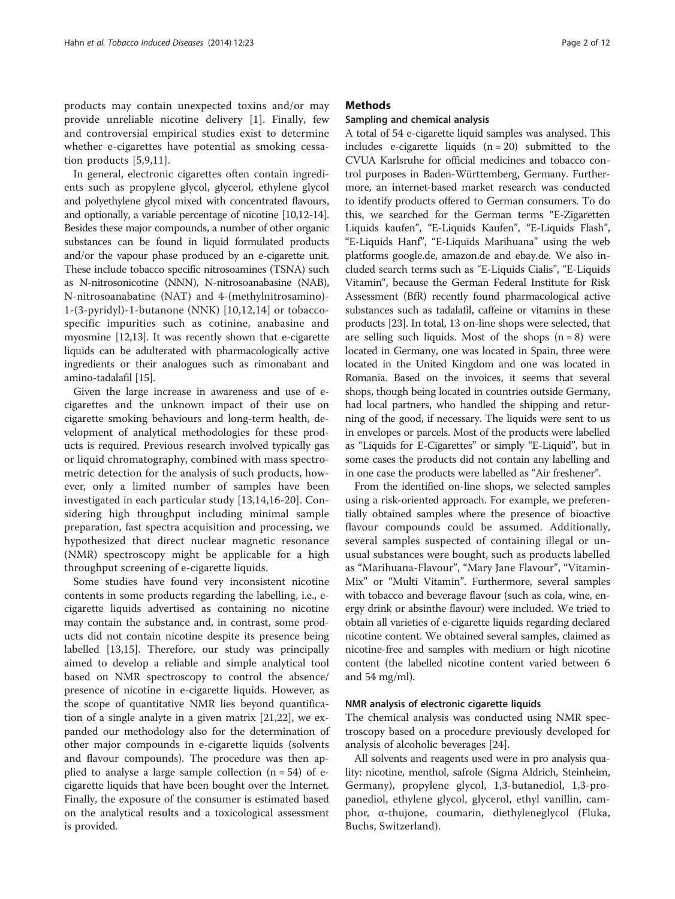products may contain unexpected toxins and/or may provide unreliable nicotine delivery [1]. Finally, few and controversial empirical studies exist to determine whether e-cigarettes have potential as smoking cessation products [5,9,11].

In general, electronic cigarettes often contain ingredients such as propylene glycol, glycerol, ethylene glycol and polyethylene glycol mixed with concentrated flavours, and optionally, a variable percentage of nicotine [10,12-14]. Besides these major compounds, a number of other organic substances can be found in liquid formulated products and/or the vapour phase produced by an e-cigarette unit. These include tobacco specific nitrosoamines (TSNA) such as N-nitrosonicotine (NNN), N-nitrosoanabasine (NAB), N-nitrosoanabatine (NAT) and 4-(methylnitrosamino)-1-(3-pyridyl)-1-butanone (NNK) [10,12,14] or tobacco-specific impurities such as cotinine, anabasine and myosmine [12,13]. It was recently shown that e-cigarette liquids can be adulterated with pharmacologically active ingredients or their analogues such as rimonabant and amino-tadalafil [15].

Given the large increase in awareness and use of e-cigarettes and the unknown impact of their use on cigarette smoking behaviours and long-term health, development of analytical methodologies for these products is required. Previous research involved typically gas or liquid chromatography, combined with mass spectrometric detection for the analysis of such products, however, only a limited number of samples have been investigated in each particular study [13,14,16-20]. Considering high throughput including minimal sample preparation, fast spectra acquisition and processing, we hypothesized that direct nuclear magnetic resonance (NMR) spectroscopy might be applicable for a high throughput screening of e-cigarette liquids.

Some studies have found very inconsistent nicotine contents in some products regarding the labelling, i.e., e-cigarette liquids advertised as containing no nicotine may contain the substance and, in contrast, some products did not contain nicotine despite its presence being labelled [13,15]. Therefore, our study was principally aimed to develop a reliable and simple analytical tool based on NMR spectroscopy to control the absence/presence of nicotine in e-cigarette liquids. However, as the scope of quantitative NMR lies beyond quantification of a single analyte in a given matrix [21,22], we expanded our methodology also for the determination of other major compounds in e-cigarette liquids (solvents and flavour compounds). The procedure was then applied to analyse a large sample collection (n = 54) of e-cigarette liquids that have been bought over the Internet. Finally, the exposure of the consumer is estimated based on the analytical results and a toxicological assessment is provided.

## Methods

### Sampling and chemical analysis

A total of 54 e-cigarette liquid samples was analysed. This includes e-cigarette liquids (n = 20) submitted to the CVUA Karlsruhe for official medicines and tobacco control purposes in Baden-Württemberg, Germany. Furthermore, an internet-based market research was conducted to identify products offered to German consumers. To do this, we searched for the German terms "E-Zigaretten Liquids kaufen", "E-Liquids Kaufen", "E-Liquids Flash", "E-Liquids Hanf", "E-Liquids Marihuana" using the web platforms google.de, amazon.de and ebay.de. We also included search terms such as "E-Liquids Cialis", "E-Liquids Vitamin", because the German Federal Institute for Risk Assessment (BfR) recently found pharmacological active substances such as tadalafil, caffeine or vitamins in these products [23]. In total, 13 on-line shops were selected, that are selling such liquids. Most of the shops (n = 8) were located in Germany, one was located in Spain, three were located in the United Kingdom and one was located in Romania. Based on the invoices, it seems that several shops, though being located in countries outside Germany, had local partners, who handled the shipping and returning of the good, if necessary. The liquids were sent to us in envelopes or parcels. Most of the products were labelled as "Liquids for E-Cigarettes" or simply "E-Liquid", but in some cases the products did not contain any labelling and in one case the products were labelled as "Air freshener".

From the identified on-line shops, we selected samples using a risk-oriented approach. For example, we preferentially obtained samples where the presence of bioactive flavour compounds could be assumed. Additionally, several samples suspected of containing illegal or unusual substances were bought, such as products labelled as "Marihuana-Flavour", "Mary Jane Flavour", "Vitamin-Mix" or "Multi Vitamin". Furthermore, several samples with tobacco and beverage flavour (such as cola, wine, energy drink or absinthe flavour) were included. We tried to obtain all varieties of e-cigarette liquids regarding declared nicotine content. We obtained several samples, claimed as nicotine-free and samples with medium or high nicotine content (the labelled nicotine content varied between 6 and 54 mg/ml).

### NMR analysis of electronic cigarette liquids

The chemical analysis was conducted using NMR spectroscopy based on a procedure previously developed for analysis of alcoholic beverages [24].

All solvents and reagents used were in pro analysis quality: nicotine, menthol, safrole (Sigma Aldrich, Steinheim, Germany), propylene glycol, 1,3-butanediol, 1,3-propanediol, ethylene glycol, glycerol, ethyl vanillin, camphor, α-thujone, coumarin, diethyleneglycol (Fluka, Buchs, Switzerland).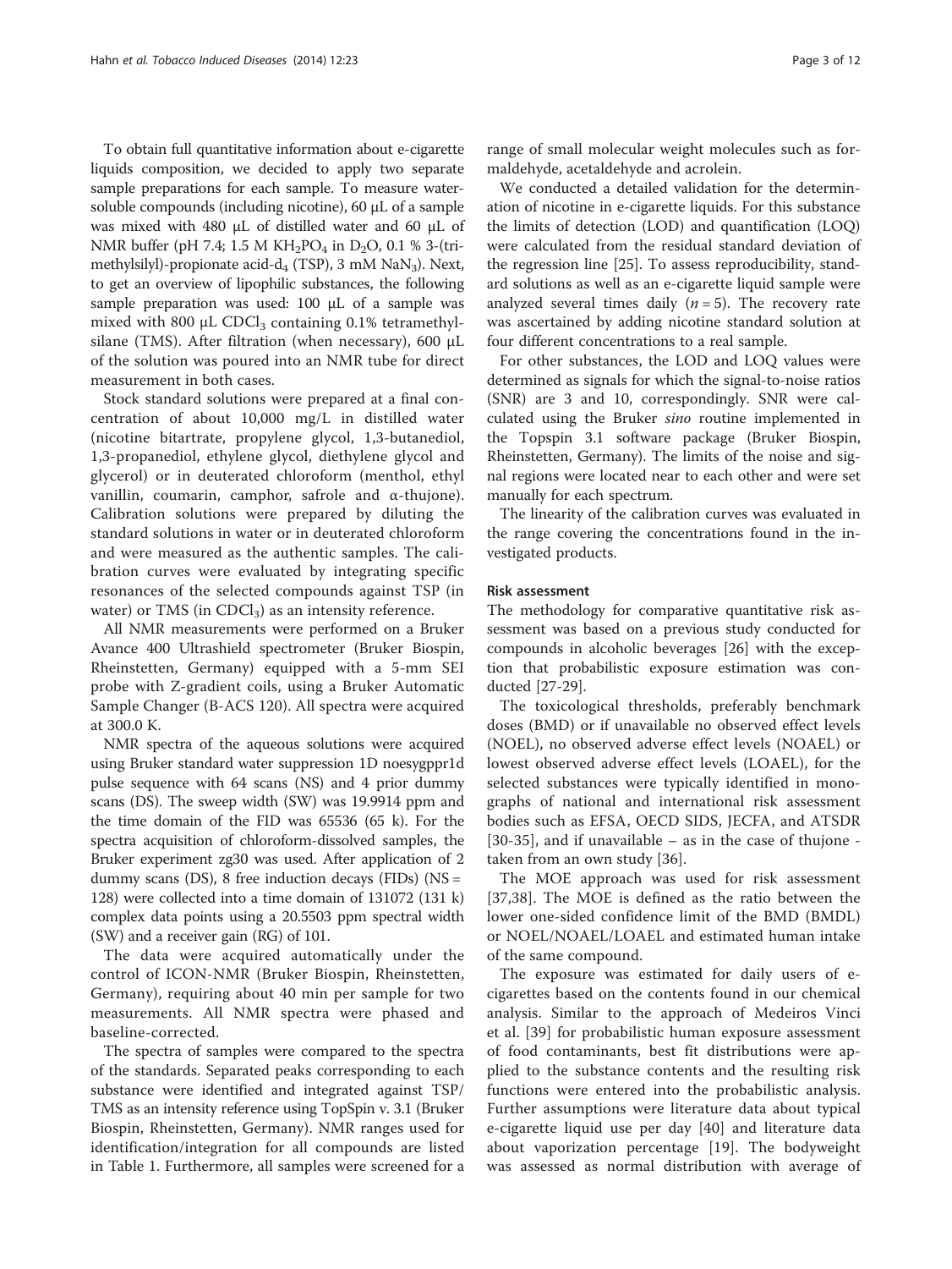To obtain full quantitative information about e-cigarette liquids composition, we decided to apply two separate sample preparations for each sample. To measure water-soluble compounds (including nicotine), 60 μL of a sample was mixed with 480 μL of distilled water and 60 μL of NMR buffer (pH 7.4; 1.5 M $KH_2PO_4$ in $D_2O$, 0.1 % 3-(trimethylsilyl)-propionate acid-$d_4$ (TSP), 3 mM $NaN_3$). Next, to get an overview of lipophilic substances, the following sample preparation was used: 100 μL of a sample was mixed with 800 μL $CDCl_3$ containing 0.1% tetramethylsilane (TMS). After filtration (when necessary), 600 μL of the solution was poured into an NMR tube for direct measurement in both cases.

Stock standard solutions were prepared at a final concentration of about 10,000 mg/L in distilled water (nicotine bitartrate, propylene glycol, 1,3-butanediol, 1,3-propanediol, ethylene glycol, diethylene glycol and glycerol) or in deuterated chloroform (menthol, ethyl vanillin, coumarin, camphor, safrole and α-thujone). Calibration solutions were prepared by diluting the standard solutions in water or in deuterated chloroform and were measured as the authentic samples. The calibration curves were evaluated by integrating specific resonances of the selected compounds against TSP (in water) or TMS (in $CDCl_3$) as an intensity reference.

All NMR measurements were performed on a Bruker Avance 400 Ultrashield spectrometer (Bruker Biospin, Rheinstetten, Germany) equipped with a 5-mm SEI probe with Z-gradient coils, using a Bruker Automatic Sample Changer (B-ACS 120). All spectra were acquired at 300.0 K.

NMR spectra of the aqueous solutions were acquired using Bruker standard water suppression 1D noesygppr1d pulse sequence with 64 scans (NS) and 4 prior dummy scans (DS). The sweep width (SW) was 19.9914 ppm and the time domain of the FID was 65536 (65 k). For the spectra acquisition of chloroform-dissolved samples, the Bruker experiment zg30 was used. After application of 2 dummy scans (DS), 8 free induction decays (FIDs) (NS = 128) were collected into a time domain of 131072 (131 k) complex data points using a 20.5503 ppm spectral width (SW) and a receiver gain (RG) of 101.

The data were acquired automatically under the control of ICON-NMR (Bruker Biospin, Rheinstetten, Germany), requiring about 40 min per sample for two measurements. All NMR spectra were phased and baseline-corrected.

The spectra of samples were compared to the spectra of the standards. Separated peaks corresponding to each substance were identified and integrated against TSP/TMS as an intensity reference using TopSpin v. 3.1 (Bruker Biospin, Rheinstetten, Germany). NMR ranges used for identification/integration for all compounds are listed in Table 1. Furthermore, all samples were screened for a range of small molecular weight molecules such as formaldehyde, acetaldehyde and acrolein.

We conducted a detailed validation for the determination of nicotine in e-cigarette liquids. For this substance the limits of detection (LOD) and quantification (LOQ) were calculated from the residual standard deviation of the regression line [25]. To assess reproducibility, standard solutions as well as an e-cigarette liquid sample were analyzed several times daily ($n = 5$). The recovery rate was ascertained by adding nicotine standard solution at four different concentrations to a real sample.

For other substances, the LOD and LOQ values were determined as signals for which the signal-to-noise ratios (SNR) are 3 and 10, correspondingly. SNR were calculated using the Bruker *sino* routine implemented in the Topspin 3.1 software package (Bruker Biospin, Rheinstetten, Germany). The limits of the noise and signal regions were located near to each other and were set manually for each spectrum.

The linearity of the calibration curves was evaluated in the range covering the concentrations found in the investigated products.

#### Risk assessment

The methodology for comparative quantitative risk assessment was based on a previous study conducted for compounds in alcoholic beverages [26] with the exception that probabilistic exposure estimation was conducted [27-29].

The toxicological thresholds, preferably benchmark doses (BMD) or if unavailable no observed effect levels (NOEL), no observed adverse effect levels (NOAEL) or lowest observed adverse effect levels (LOAEL), for the selected substances were typically identified in monographs of national and international risk assessment bodies such as EFSA, OECD SIDS, JECFA, and ATSDR [30-35], and if unavailable – as in the case of thujone - taken from an own study [36].

The MOE approach was used for risk assessment [37,38]. The MOE is defined as the ratio between the lower one-sided confidence limit of the BMD (BMDL) or NOEL/NOAEL/LOAEL and estimated human intake of the same compound.

The exposure was estimated for daily users of e-cigarettes based on the contents found in our chemical analysis. Similar to the approach of Medeiros Vinci et al. [39] for probabilistic human exposure assessment of food contaminants, best fit distributions were applied to the substance contents and the resulting risk functions were entered into the probabilistic analysis. Further assumptions were literature data about typical e-cigarette liquid use per day [40] and literature data about vaporization percentage [19]. The bodyweight was assessed as normal distribution with average of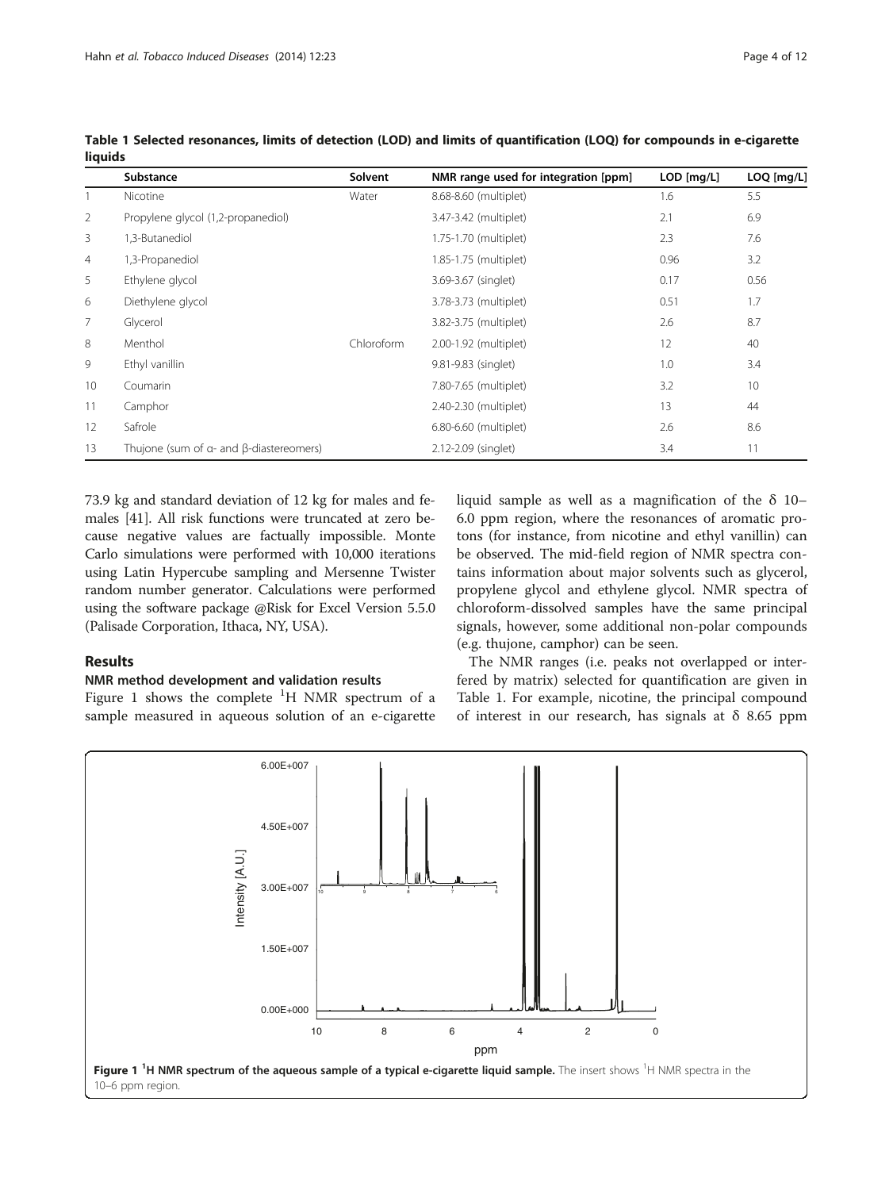**Table 1 Selected resonances, limits of detection (LOD) and limits of quantification (LOQ) for compounds in e-cigarette liquids**

| | Substance | Solvent | NMR range used for integration [ppm] | LOD [mg/L] | LOQ [mg/L] |
|---|---|---|---|---|---|
| 1 | Nicotine | Water | 8.68-8.60 (multiplet) | 1.6 | 5.5 |
| 2 | Propylene glycol (1,2-propanediol) | | 3.47-3.42 (multiplet) | 2.1 | 6.9 |
| 3 | 1,3-Butanediol | | 1.75-1.70 (multiplet) | 2.3 | 7.6 |
| 4 | 1,3-Propanediol | | 1.85-1.75 (multiplet) | 0.96 | 3.2 |
| 5 | Ethylene glycol | | 3.69-3.67 (singlet) | 0.17 | 0.56 |
| 6 | Diethylene glycol | | 3.78-3.73 (multiplet) | 0.51 | 1.7 |
| 7 | Glycerol | | 3.82-3.75 (multiplet) | 2.6 | 8.7 |
| 8 | Menthol | Chloroform | 2.00-1.92 (multiplet) | 12 | 40 |
| 9 | Ethyl vanillin | | 9.81-9.83 (singlet) | 1.0 | 3.4 |
| 10 | Coumarin | | 7.80-7.65 (multiplet) | 3.2 | 10 |
| 11 | Camphor | | 2.40-2.30 (multiplet) | 13 | 44 |
| 12 | Safrole | | 6.80-6.60 (multiplet) | 2.6 | 8.6 |
| 13 | Thujone (sum of α- and β-diastereomers) | | 2.12-2.09 (singlet) | 3.4 | 11 |

73.9 kg and standard deviation of 12 kg for males and females [41]. All risk functions were truncated at zero because negative values are factually impossible. Monte Carlo simulations were performed with 10,000 iterations using Latin Hypercube sampling and Mersenne Twister random number generator. Calculations were performed using the software package @Risk for Excel Version 5.5.0 (Palisade Corporation, Ithaca, NY, USA).

## Results

### NMR method development and validation results

Figure 1 shows the complete $^{1}H$ NMR spectrum of a sample measured in aqueous solution of an e-cigarette liquid sample as well as a magnification of the δ 10–6.0 ppm region, where the resonances of aromatic protons (for instance, from nicotine and ethyl vanillin) can be observed. The mid-field region of NMR spectra contains information about major solvents such as glycerol, propylene glycol and ethylene glycol. NMR spectra of chloroform-dissolved samples have the same principal signals, however, some additional non-polar compounds (e.g. thujone, camphor) can be seen.

The NMR ranges (i.e. peaks not overlapped or interfered by matrix) selected for quantification are given in Table 1. For example, nicotine, the principal compound of interest in our research, has signals at δ 8.65 ppm

**Figure 1** $^{1}H$ **NMR spectrum of the aqueous sample of a typical e-cigarette liquid sample.** The insert shows $^{1}H$ NMR spectra in the 10–6 ppm region.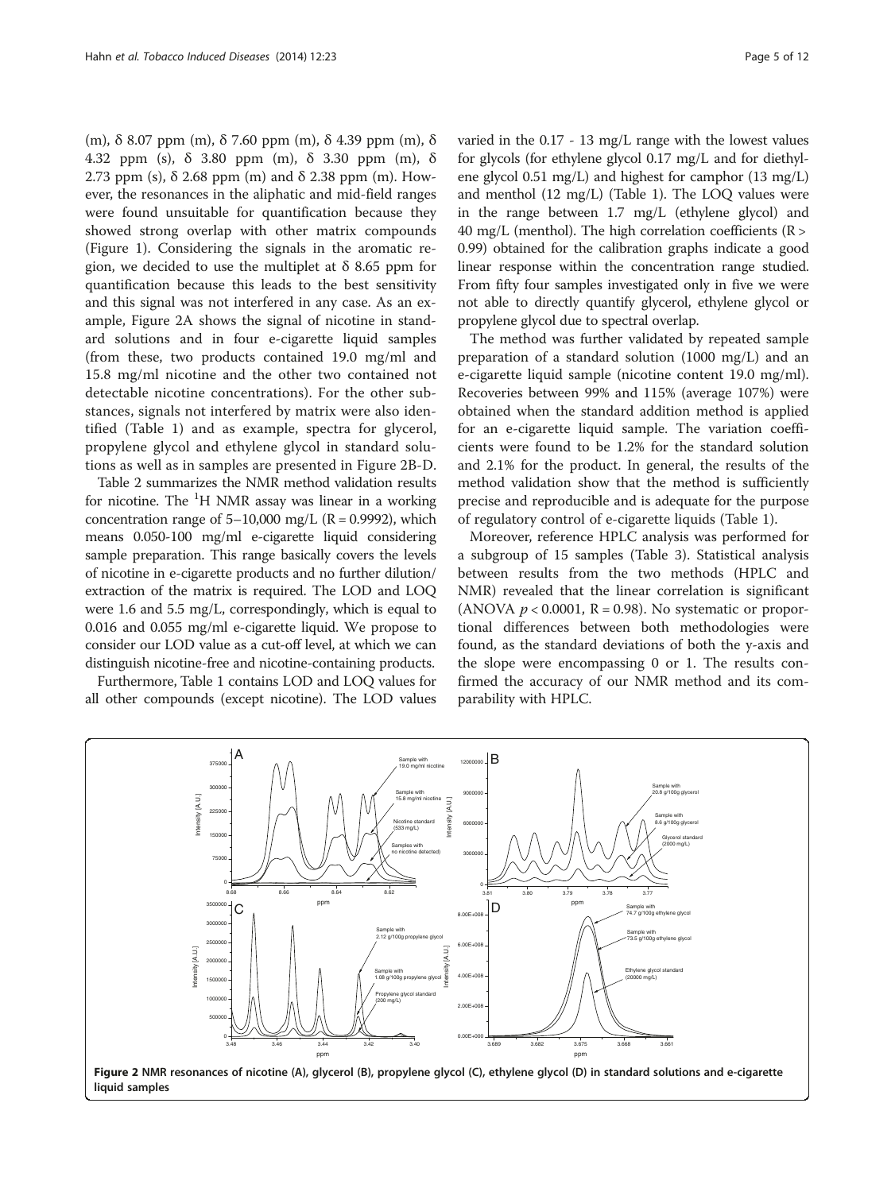(m), δ 8.07 ppm (m), δ 7.60 ppm (m), δ 4.39 ppm (m), δ 4.32 ppm (s), δ 3.80 ppm (m), δ 3.30 ppm (m), δ 2.73 ppm (s), δ 2.68 ppm (m) and δ 2.38 ppm (m). However, the resonances in the aliphatic and mid-field ranges were found unsuitable for quantification because they showed strong overlap with other matrix compounds (Figure 1). Considering the signals in the aromatic region, we decided to use the multiplet at δ 8.65 ppm for quantification because this leads to the best sensitivity and this signal was not interfered in any case. As an example, Figure 2A shows the signal of nicotine in standard solutions and in four e-cigarette liquid samples (from these, two products contained 19.0 mg/ml and 15.8 mg/ml nicotine and the other two contained not detectable nicotine concentrations). For the other substances, signals not interfered by matrix were also identified (Table 1) and as example, spectra for glycerol, propylene glycol and ethylene glycol in standard solutions as well as in samples are presented in Figure 2B-D.

Table 2 summarizes the NMR method validation results for nicotine. The $^{1}H$ NMR assay was linear in a working concentration range of 5–10,000 mg/L (R = 0.9992), which means 0.050-100 mg/ml e-cigarette liquid considering sample preparation. This range basically covers the levels of nicotine in e-cigarette products and no further dilution/extraction of the matrix is required. The LOD and LOQ were 1.6 and 5.5 mg/L, correspondingly, which is equal to 0.016 and 0.055 mg/ml e-cigarette liquid. We propose to consider our LOD value as a cut-off level, at which we can distinguish nicotine-free and nicotine-containing products.

Furthermore, Table 1 contains LOD and LOQ values for all other compounds (except nicotine). The LOD values varied in the 0.17 - 13 mg/L range with the lowest values for glycols (for ethylene glycol 0.17 mg/L and for diethylene glycol 0.51 mg/L) and highest for camphor (13 mg/L) and menthol (12 mg/L) (Table 1). The LOQ values were in the range between 1.7 mg/L (ethylene glycol) and 40 mg/L (menthol). The high correlation coefficients (R > 0.99) obtained for the calibration graphs indicate a good linear response within the concentration range studied. From fifty four samples investigated only in five we were not able to directly quantify glycerol, ethylene glycol or propylene glycol due to spectral overlap.

The method was further validated by repeated sample preparation of a standard solution (1000 mg/L) and an e-cigarette liquid sample (nicotine content 19.0 mg/ml). Recoveries between 99% and 115% (average 107%) were obtained when the standard addition method is applied for an e-cigarette liquid sample. The variation coefficients were found to be 1.2% for the standard solution and 2.1% for the product. In general, the results of the method validation show that the method is sufficiently precise and reproducible and is adequate for the purpose of regulatory control of e-cigarette liquids (Table 1).

Moreover, reference HPLC analysis was performed for a subgroup of 15 samples (Table 3). Statistical analysis between results from the two methods (HPLC and NMR) revealed that the linear correlation is significant (ANOVA $p < 0.0001$, R = 0.98). No systematic or proportional differences between both methodologies were found, as the standard deviations of both the y-axis and the slope were encompassing 0 or 1. The results confirmed the accuracy of our NMR method and its comparability with HPLC.

**Figure 2** NMR resonances of nicotine (A), glycerol (B), propylene glycol (C), ethylene glycol (D) in standard solutions and e-cigarette liquid samples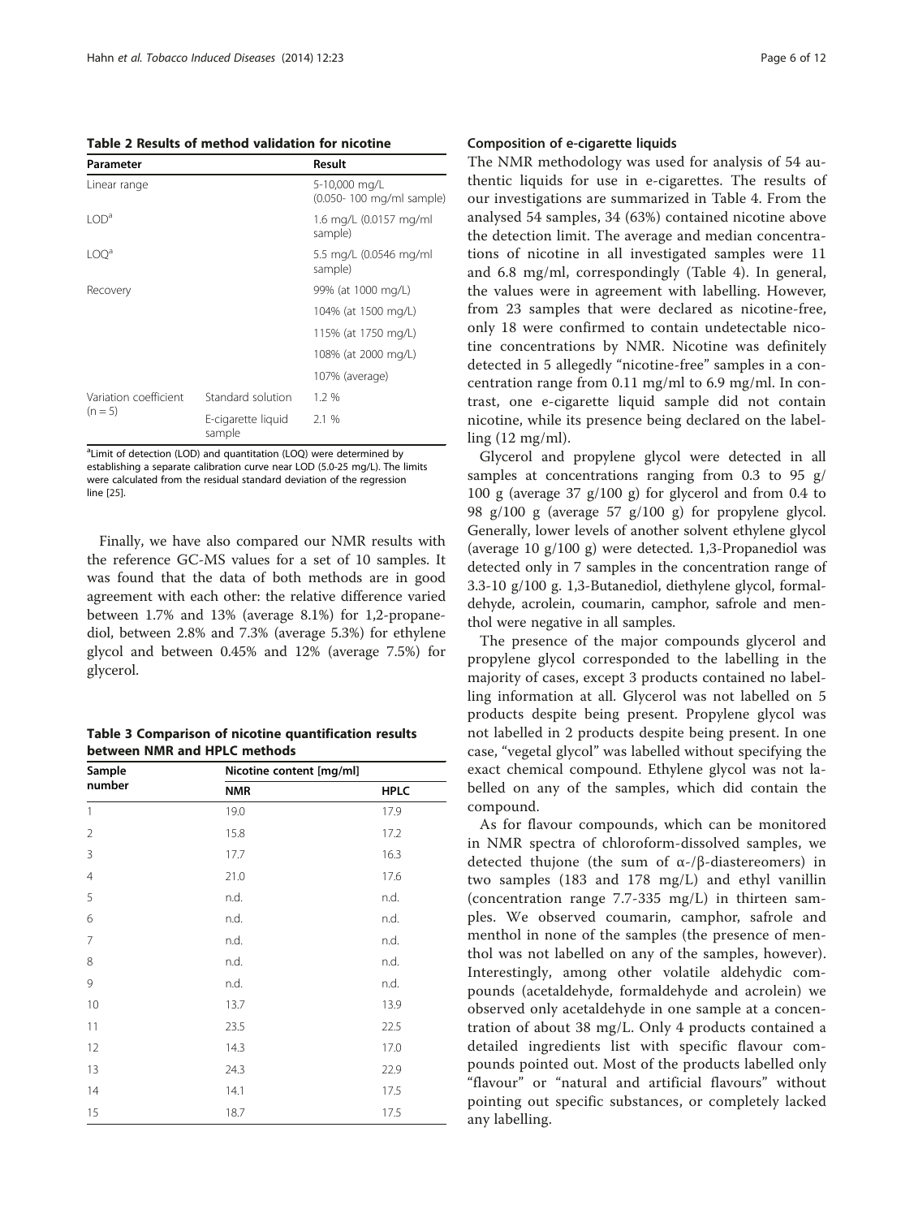**Table 2 Results of method validation for nicotine**

| Parameter | | Result |
|---|---|---|
| Linear range | | 5-10,000 mg/L (0.050- 100 mg/ml sample) |
| LOD[a] | | 1.6 mg/L (0.0157 mg/ml sample) |
| LOQ[a] | | 5.5 mg/L (0.0546 mg/ml sample) |
| Recovery | | 99% (at 1000 mg/L) |
| | | 104% (at 1500 mg/L) |
| | | 115% (at 1750 mg/L) |
| | | 108% (at 2000 mg/L) |
| | | 107% (average) |
| Variation coefficient (n = 5) | Standard solution | 1.2 % |
| | E-cigarette liquid sample | 2.1 % |

[a]Limit of detection (LOD) and quantitation (LOQ) were determined by establishing a separate calibration curve near LOD (5.0-25 mg/L). The limits were calculated from the residual standard deviation of the regression line [25].

Finally, we have also compared our NMR results with the reference GC-MS values for a set of 10 samples. It was found that the data of both methods are in good agreement with each other: the relative difference varied between 1.7% and 13% (average 8.1%) for 1,2-propanediol, between 2.8% and 7.3% (average 5.3%) for ethylene glycol and between 0.45% and 12% (average 7.5%) for glycerol.

**Table 3 Comparison of nicotine quantification results between NMR and HPLC methods**

| Sample number | Nicotine content [mg/ml] | |
|---|---|---|
| | NMR | HPLC |
| 1 | 19.0 | 17.9 |
| 2 | 15.8 | 17.2 |
| 3 | 17.7 | 16.3 |
| 4 | 21.0 | 17.6 |
| 5 | n.d. | n.d. |
| 6 | n.d. | n.d. |
| 7 | n.d. | n.d. |
| 8 | n.d. | n.d. |
| 9 | n.d. | n.d. |
| 10 | 13.7 | 13.9 |
| 11 | 23.5 | 22.5 |
| 12 | 14.3 | 17.0 |
| 13 | 24.3 | 22.9 |
| 14 | 14.1 | 17.5 |
| 15 | 18.7 | 17.5 |

### Composition of e-cigarette liquids

The NMR methodology was used for analysis of 54 authentic liquids for use in e-cigarettes. The results of our investigations are summarized in Table 4. From the analysed 54 samples, 34 (63%) contained nicotine above the detection limit. The average and median concentrations of nicotine in all investigated samples were 11 and 6.8 mg/ml, correspondingly (Table 4). In general, the values were in agreement with labelling. However, from 23 samples that were declared as nicotine-free, only 18 were confirmed to contain undetectable nicotine concentrations by NMR. Nicotine was definitely detected in 5 allegedly "nicotine-free" samples in a concentration range from 0.11 mg/ml to 6.9 mg/ml. In contrast, one e-cigarette liquid sample did not contain nicotine, while its presence being declared on the labelling (12 mg/ml).

Glycerol and propylene glycol were detected in all samples at concentrations ranging from 0.3 to 95 g/100 g (average 37 g/100 g) for glycerol and from 0.4 to 98 g/100 g (average 57 g/100 g) for propylene glycol. Generally, lower levels of another solvent ethylene glycol (average 10 g/100 g) were detected. 1,3-Propanediol was detected only in 7 samples in the concentration range of 3.3-10 g/100 g. 1,3-Butanediol, diethylene glycol, formaldehyde, acrolein, coumarin, camphor, safrole and menthol were negative in all samples.

The presence of the major compounds glycerol and propylene glycol corresponded to the labelling in the majority of cases, except 3 products contained no labelling information at all. Glycerol was not labelled on 5 products despite being present. Propylene glycol was not labelled in 2 products despite being present. In one case, "vegetal glycol" was labelled without specifying the exact chemical compound. Ethylene glycol was not labelled on any of the samples, which did contain the compound.

As for flavour compounds, which can be monitored in NMR spectra of chloroform-dissolved samples, we detected thujone (the sum of α-/β-diastereomers) in two samples (183 and 178 mg/L) and ethyl vanillin (concentration range 7.7-335 mg/L) in thirteen samples. We observed coumarin, camphor, safrole and menthol in none of the samples (the presence of menthol was not labelled on any of the samples, however). Interestingly, among other volatile aldehydic compounds (acetaldehyde, formaldehyde and acrolein) we observed only acetaldehyde in one sample at a concentration of about 38 mg/L. Only 4 products contained a detailed ingredients list with specific flavour compounds pointed out. Most of the products labelled only "flavour" or "natural and artificial flavours" without pointing out specific substances, or completely lacked any labelling.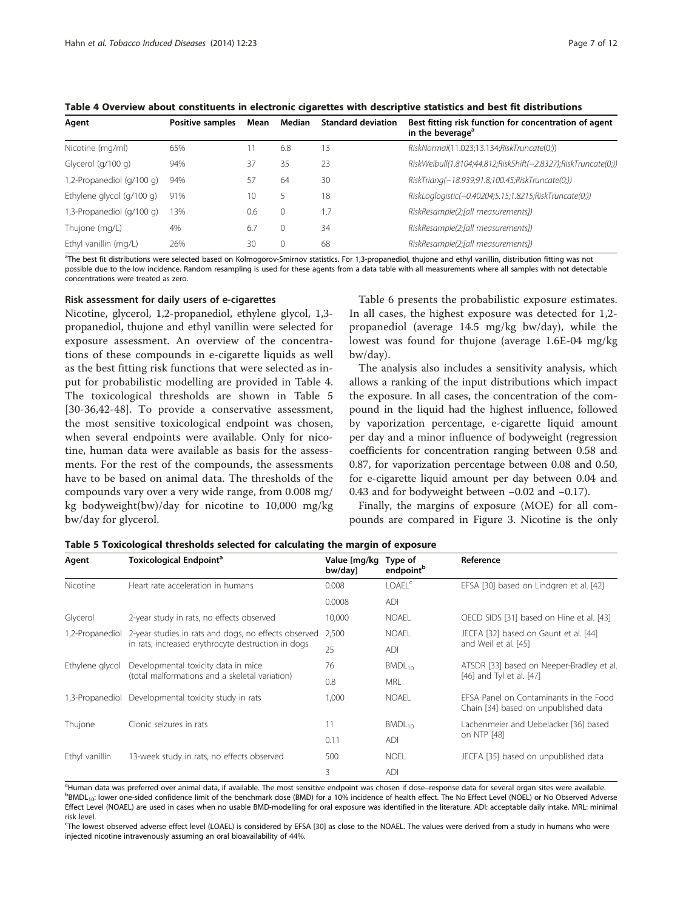**Table 4 Overview about constituents in electronic cigarettes with descriptive statistics and best fit distributions**

| Agent | Positive samples | Mean | Median | Standard deviation | Best fitting risk function for concentration of agent in the beverage[a] |
|---|---|---|---|---|---|
| Nicotine (mg/ml) | 65% | 11 | 6.8 | 13 | *RiskNormal(11.023;13.134;RiskTruncate(0;))* |
| Glycerol (g/100 g) | 94% | 37 | 35 | 23 | *RiskWeibull(1.8104;44.812;RiskShift(−2.8327);RiskTruncate(0;))* |
| 1,2-Propanediol (g/100 g) | 94% | 57 | 64 | 30 | *RiskTriang(−18.939;91.8;100.45;RiskTruncate(0;))* |
| Ethylene glycol (g/100 g) | 91% | 10 | 5 | 18 | *RiskLoglogistic(−0.40204;5.15;1.8215;RiskTruncate(0;))* |
| 1,3-Propanediol (g/100 g) | 13% | 0.6 | 0 | 1.7 | *RiskResample(2;[all measurements])* |
| Thujone (mg/L) | 4% | 6.7 | 0 | 34 | *RiskResample(2;[all measurements])* |
| Ethyl vanillin (mg/L) | 26% | 30 | 0 | 68 | *RiskResample(2;[all measurements])* |

[a]The best fit distributions were selected based on Kolmogorov-Smirnov statistics. For 1,3-propanediol, thujone and ethyl vanillin, distribution fitting was not possible due to the low incidence. Random resampling is used for these agents from a data table with all measurements where all samples with not detectable concentrations were treated as zero.

#### Risk assessment for daily users of e-cigarettes

Nicotine, glycerol, 1,2-propanediol, ethylene glycol, 1,3-propanediol, thujone and ethyl vanillin were selected for exposure assessment. An overview of the concentrations of these compounds in e-cigarette liquids as well as the best fitting risk functions that were selected as input for probabilistic modelling are provided in Table 4. The toxicological thresholds are shown in Table 5 [30-36,42-48]. To provide a conservative assessment, the most sensitive toxicological endpoint was chosen, when several endpoints were available. Only for nicotine, human data were available as basis for the assessments. For the rest of the compounds, the assessments have to be based on animal data. The thresholds of the compounds vary over a very wide range, from 0.008 mg/kg bodyweight(bw)/day for nicotine to 10,000 mg/kg bw/day for glycerol.

Table 6 presents the probabilistic exposure estimates. In all cases, the highest exposure was detected for 1,2-propanediol (average 14.5 mg/kg bw/day), while the lowest was found for thujone (average 1.6E-04 mg/kg bw/day).

The analysis also includes a sensitivity analysis, which allows a ranking of the input distributions which impact the exposure. In all cases, the concentration of the compound in the liquid had the highest influence, followed by vaporization percentage, e-cigarette liquid amount per day and a minor influence of bodyweight (regression coefficients for concentration ranging between 0.58 and 0.87, for vaporization percentage between 0.08 and 0.50, for e-cigarette liquid amount per day between 0.04 and 0.43 and for bodyweight between −0.02 and −0.17).

Finally, the margins of exposure (MOE) for all compounds are compared in Figure 3. Nicotine is the only

**Table 5 Toxicological thresholds selected for calculating the margin of exposure**

| Agent | Toxicological Endpoint[a] | Value [mg/kg bw/day] | Type of endpoint[b] | Reference |
|---|---|---|---|---|
| Nicotine | Heart rate acceleration in humans | 0.008 | LOAEL[c] | EFSA [30] based on Lindgren et al. [42] |
| | | 0.0008 | ADI | |
| Glycerol | 2-year study in rats, no effects observed | 10,000 | NOAEL | OECD SIDS [31] based on Hine et al. [43] |
| 1,2-Propanediol | 2-year studies in rats and dogs, no effects observed in rats, increased erythrocyte destruction in dogs | 2,500 | NOAEL | JECFA [32] based on Gaunt et al. [44] and Weil et al. [45] |
| | | 25 | ADI | |
| Ethylene glycol | Developmental toxicity data in mice (total malformations and a skeletal variation) | 76 | $BMDL_{10}$ | ATSDR [33] based on Neeper-Bradley et al. [46] and Tyl et al. [47] |
| | | 0.8 | MRL | |
| 1,3-Propanediol | Developmental toxicity study in rats | 1,000 | NOAEL | EFSA Panel on Contaminants in the Food Chain [34] based on unpublished data |
| Thujone | Clonic seizures in rats | 11 | $BMDL_{10}$ | Lachenmeier and Uebelacker [36] based on NTP [48] |
| | | 0.11 | ADI | |
| Ethyl vanillin | 13-week study in rats, no effects observed | 500 | NOEL | JECFA [35] based on unpublished data |
| | | 3 | ADI | |

[a]Human data was preferred over animal data, if available. The most sensitive endpoint was chosen if dose–response data for several organ sites were available.
[b]$BMDL_{10}$: lower one-sided confidence limit of the benchmark dose (BMD) for a 10% incidence of health effect. The No Effect Level (NOEL) or No Observed Adverse Effect Level (NOAEL) are used in cases when no usable BMD-modelling for oral exposure was identified in the literature. ADI: acceptable daily intake. MRL: minimal risk level.
[c]The lowest observed adverse effect level (LOAEL) is considered by EFSA [30] as close to the NOAEL. The values were derived from a study in humans who were injected nicotine intravenously assuming an oral bioavailability of 44%.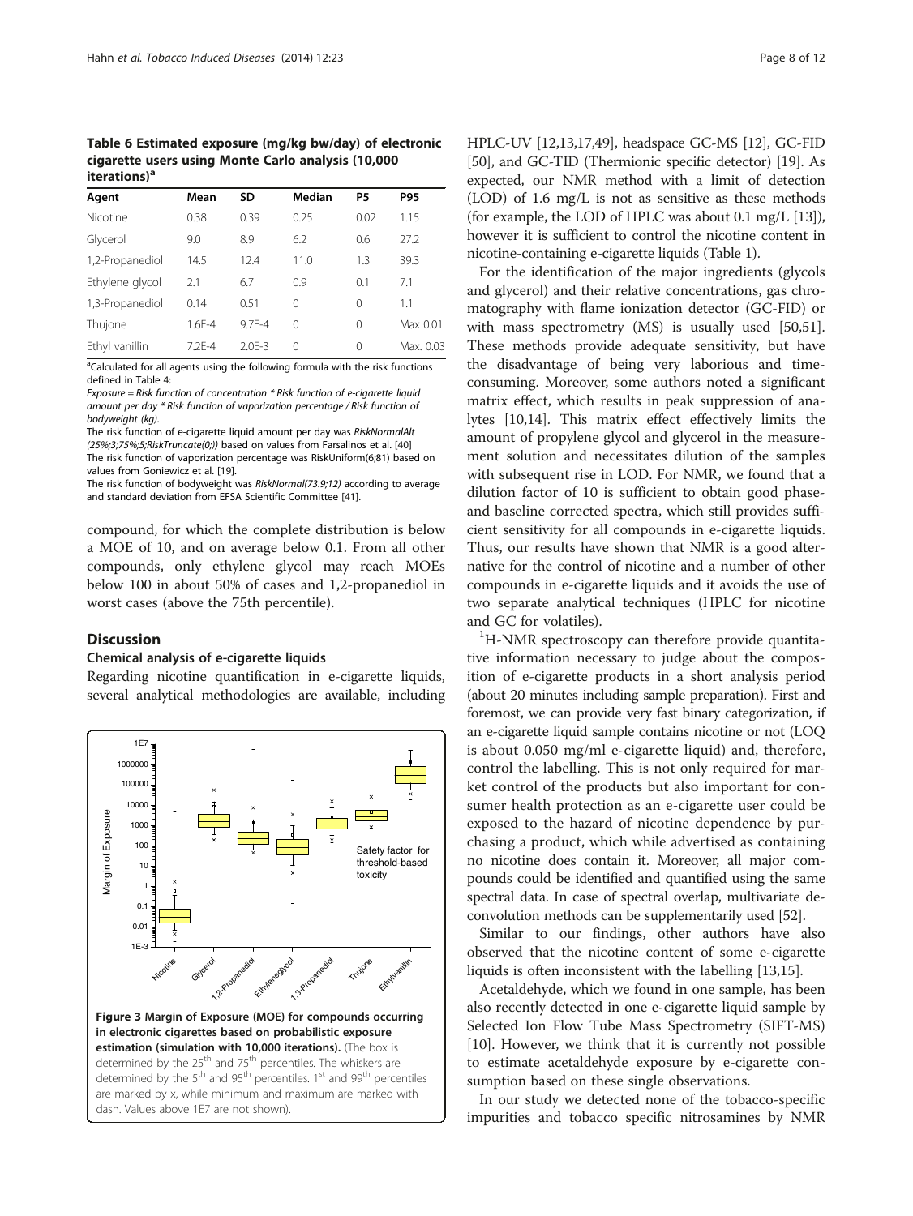**Table 6 Estimated exposure (mg/kg bw/day) of electronic cigarette users using Monte Carlo analysis (10,000 iterations)[a]**

| Agent | Mean | SD | Median | P5 | P95 |
|---|---|---|---|---|---|
| Nicotine | 0.38 | 0.39 | 0.25 | 0.02 | 1.15 |
| Glycerol | 9.0 | 8.9 | 6.2 | 0.6 | 27.2 |
| 1,2-Propanediol | 14.5 | 12.4 | 11.0 | 1.3 | 39.3 |
| Ethylene glycol | 2.1 | 6.7 | 0.9 | 0.1 | 7.1 |
| 1,3-Propanediol | 0.14 | 0.51 | 0 | 0 | 1.1 |
| Thujone | 1.6E-4 | 9.7E-4 | 0 | 0 | Max 0.01 |
| Ethyl vanillin | 7.2E-4 | 2.0E-3 | 0 | 0 | Max. 0.03 |

[a]Calculated for all agents using the following formula with the risk functions defined in Table 4:

*Exposure = Risk function of concentration * Risk function of e-cigarette liquid amount per day * Risk function of vaporization percentage / Risk function of bodyweight (kg).*

The risk function of e-cigarette liquid amount per day was *RiskNormalAlt (25%;3;75%;5;RiskTruncate(0;))* based on values from Farsalinos et al. [40]

The risk function of vaporization percentage was RiskUniform(6;81) based on values from Goniewicz et al. [19].

The risk function of bodyweight was *RiskNormal(73.9;12)* according to average and standard deviation from EFSA Scientific Committee [41].

compound, for which the complete distribution is below a MOE of 10, and on average below 0.1. From all other compounds, only ethylene glycol may reach MOEs below 100 in about 50% of cases and 1,2-propanediol in worst cases (above the 75th percentile).

## Discussion

### Chemical analysis of e-cigarette liquids

Regarding nicotine quantification in e-cigarette liquids, several analytical methodologies are available, including HPLC-UV [12,13,17,49], headspace GC-MS [12], GC-FID [50], and GC-TID (Thermionic specific detector) [19]. As expected, our NMR method with a limit of detection (LOD) of 1.6 mg/L is not as sensitive as these methods (for example, the LOD of HPLC was about 0.1 mg/L [13]), however it is sufficient to control the nicotine content in nicotine-containing e-cigarette liquids (Table 1).

For the identification of the major ingredients (glycols and glycerol) and their relative concentrations, gas chromatography with flame ionization detector (GC-FID) or with mass spectrometry (MS) is usually used [50,51]. These methods provide adequate sensitivity, but have the disadvantage of being very laborious and time-consuming. Moreover, some authors noted a significant matrix effect, which results in peak suppression of analytes [10,14]. This matrix effect effectively limits the amount of propylene glycol and glycerol in the measurement solution and necessitates dilution of the samples with subsequent rise in LOD. For NMR, we found that a dilution factor of 10 is sufficient to obtain good phase- and baseline corrected spectra, which still provides sufficient sensitivity for all compounds in e-cigarette liquids. Thus, our results have shown that NMR is a good alternative for the control of nicotine and a number of other compounds in e-cigarette liquids and it avoids the use of two separate analytical techniques (HPLC for nicotine and GC for volatiles).

$^{1}$H-NMR spectroscopy can therefore provide quantitative information necessary to judge about the composition of e-cigarette products in a short analysis period (about 20 minutes including sample preparation). First and foremost, we can provide very fast binary categorization, if an e-cigarette liquid sample contains nicotine or not (LOQ is about 0.050 mg/ml e-cigarette liquid) and, therefore, control the labelling. This is not only required for market control of the products but also important for consumer health protection as an e-cigarette user could be exposed to the hazard of nicotine dependence by purchasing a product, which while advertised as containing no nicotine does contain it. Moreover, all major compounds could be identified and quantified using the same spectral data. In case of spectral overlap, multivariate deconvolution methods can be supplementarily used [52].

Similar to our findings, other authors have also observed that the nicotine content of some e-cigarette liquids is often inconsistent with the labelling [13,15].

Acetaldehyde, which we found in one sample, has been also recently detected in one e-cigarette liquid sample by Selected Ion Flow Tube Mass Spectrometry (SIFT-MS) [10]. However, we think that it is currently not possible to estimate acetaldehyde exposure by e-cigarette consumption based on these single observations.

In our study we detected none of the tobacco-specific impurities and tobacco specific nitrosamines by NMR

**Figure 3 Margin of Exposure (MOE) for compounds occurring in electronic cigarettes based on probabilistic exposure estimation (simulation with 10,000 iterations).** (The box is determined by the 25th and 75th percentiles. The whiskers are determined by the 5th and 95th percentiles. 1st and 99th percentiles are marked by x, while minimum and maximum are marked with dash. Values above 1E7 are not shown).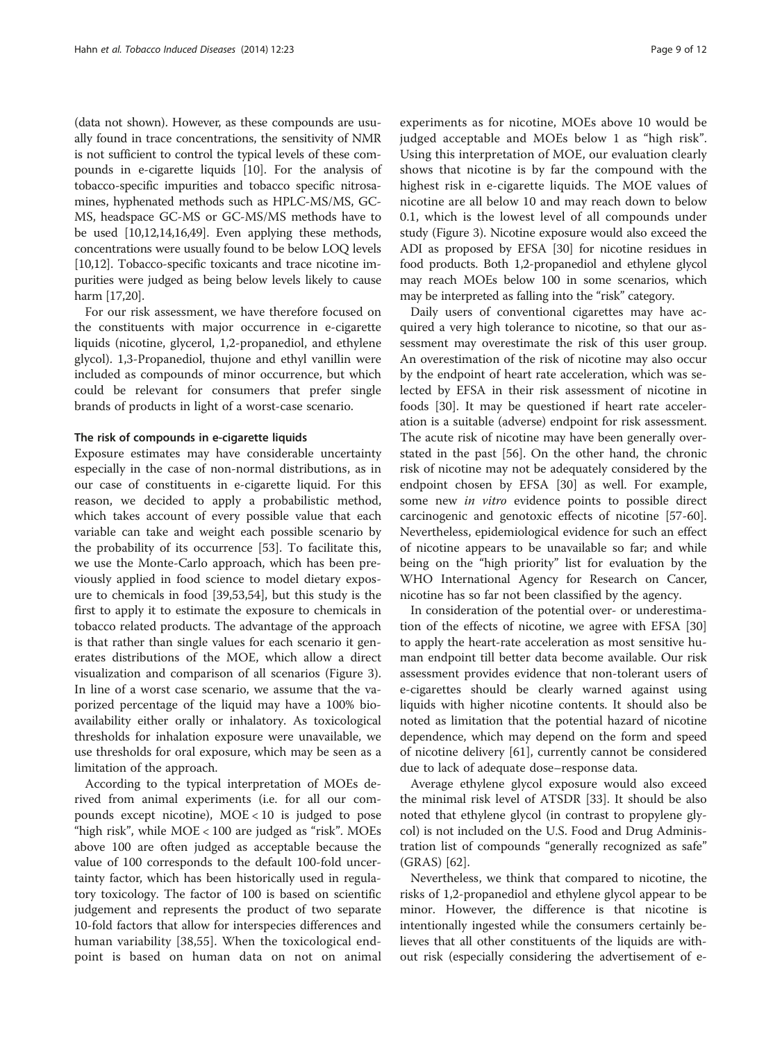(data not shown). However, as these compounds are usually found in trace concentrations, the sensitivity of NMR is not sufficient to control the typical levels of these compounds in e-cigarette liquids [10]. For the analysis of tobacco-specific impurities and tobacco specific nitrosamines, hyphenated methods such as HPLC-MS/MS, GC-MS, headspace GC-MS or GC-MS/MS methods have to be used [10,12,14,16,49]. Even applying these methods, concentrations were usually found to be below LOQ levels [10,12]. Tobacco-specific toxicants and trace nicotine impurities were judged as being below levels likely to cause harm [17,20].

For our risk assessment, we have therefore focused on the constituents with major occurrence in e-cigarette liquids (nicotine, glycerol, 1,2-propanediol, and ethylene glycol). 1,3-Propanediol, thujone and ethyl vanillin were included as compounds of minor occurrence, but which could be relevant for consumers that prefer single brands of products in light of a worst-case scenario.

#### The risk of compounds in e-cigarette liquids

Exposure estimates may have considerable uncertainty especially in the case of non-normal distributions, as in our case of constituents in e-cigarette liquid. For this reason, we decided to apply a probabilistic method, which takes account of every possible value that each variable can take and weight each possible scenario by the probability of its occurrence [53]. To facilitate this, we use the Monte-Carlo approach, which has been previously applied in food science to model dietary exposure to chemicals in food [39,53,54], but this study is the first to apply it to estimate the exposure to chemicals in tobacco related products. The advantage of the approach is that rather than single values for each scenario it generates distributions of the MOE, which allow a direct visualization and comparison of all scenarios (Figure 3). In line of a worst case scenario, we assume that the vaporized percentage of the liquid may have a 100% bioavailability either orally or inhalatory. As toxicological thresholds for inhalation exposure were unavailable, we use thresholds for oral exposure, which may be seen as a limitation of the approach.

According to the typical interpretation of MOEs derived from animal experiments (i.e. for all our compounds except nicotine), MOE < 10 is judged to pose "high risk", while MOE < 100 are judged as "risk". MOEs above 100 are often judged as acceptable because the value of 100 corresponds to the default 100-fold uncertainty factor, which has been historically used in regulatory toxicology. The factor of 100 is based on scientific judgement and represents the product of two separate 10-fold factors that allow for interspecies differences and human variability [38,55]. When the toxicological endpoint is based on human data on not on animal experiments as for nicotine, MOEs above 10 would be judged acceptable and MOEs below 1 as "high risk". Using this interpretation of MOE, our evaluation clearly shows that nicotine is by far the compound with the highest risk in e-cigarette liquids. The MOE values of nicotine are all below 10 and may reach down to below 0.1, which is the lowest level of all compounds under study (Figure 3). Nicotine exposure would also exceed the ADI as proposed by EFSA [30] for nicotine residues in food products. Both 1,2-propanediol and ethylene glycol may reach MOEs below 100 in some scenarios, which may be interpreted as falling into the "risk" category.

Daily users of conventional cigarettes may have acquired a very high tolerance to nicotine, so that our assessment may overestimate the risk of this user group. An overestimation of the risk of nicotine may also occur by the endpoint of heart rate acceleration, which was selected by EFSA in their risk assessment of nicotine in foods [30]. It may be questioned if heart rate acceleration is a suitable (adverse) endpoint for risk assessment. The acute risk of nicotine may have been generally overstated in the past [56]. On the other hand, the chronic risk of nicotine may not be adequately considered by the endpoint chosen by EFSA [30] as well. For example, some new *in vitro* evidence points to possible direct carcinogenic and genotoxic effects of nicotine [57-60]. Nevertheless, epidemiological evidence for such an effect of nicotine appears to be unavailable so far; and while being on the "high priority" list for evaluation by the WHO International Agency for Research on Cancer, nicotine has so far not been classified by the agency.

In consideration of the potential over- or underestimation of the effects of nicotine, we agree with EFSA [30] to apply the heart-rate acceleration as most sensitive human endpoint till better data become available. Our risk assessment provides evidence that non-tolerant users of e-cigarettes should be clearly warned against using liquids with higher nicotine contents. It should be also noted as limitation that the potential hazard of nicotine dependence, which may depend on the form and speed of nicotine delivery [61], currently cannot be considered due to lack of adequate dose–response data.

Average ethylene glycol exposure would also exceed the minimal risk level of ATSDR [33]. It should be also noted that ethylene glycol (in contrast to propylene glycol) is not included on the U.S. Food and Drug Administration list of compounds "generally recognized as safe" (GRAS) [62].

Nevertheless, we think that compared to nicotine, the risks of 1,2-propanediol and ethylene glycol appear to be minor. However, the difference is that nicotine is intentionally ingested while the consumers certainly believes that all other constituents of the liquids are without risk (especially considering the advertisement of e-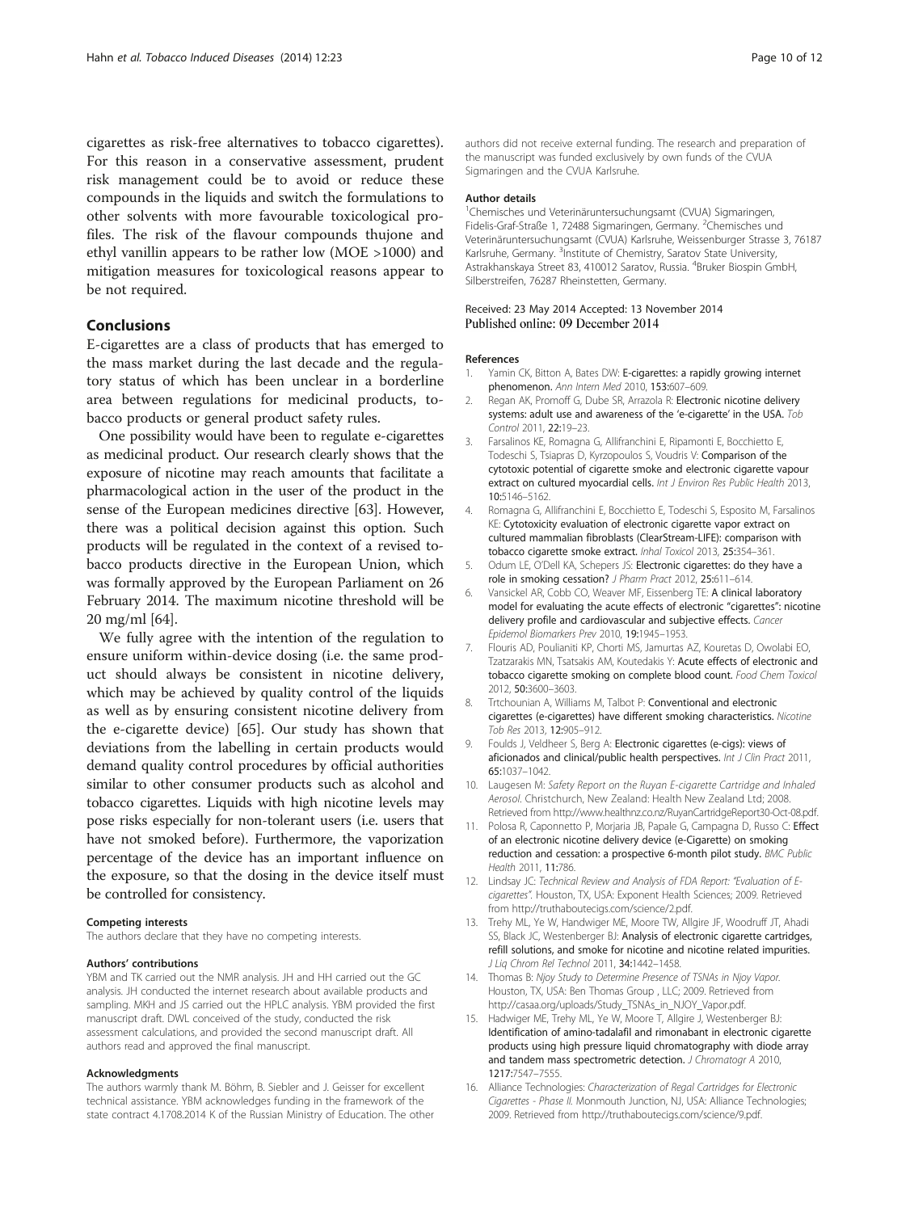cigarettes as risk-free alternatives to tobacco cigarettes). For this reason in a conservative assessment, prudent risk management could be to avoid or reduce these compounds in the liquids and switch the formulations to other solvents with more favourable toxicological profiles. The risk of the flavour compounds thujone and ethyl vanillin appears to be rather low (MOE >1000) and mitigation measures for toxicological reasons appear to be not required.

## Conclusions

E-cigarettes are a class of products that has emerged to the mass market during the last decade and the regulatory status of which has been unclear in a borderline area between regulations for medicinal products, tobacco products or general product safety rules.

One possibility would have been to regulate e-cigarettes as medicinal product. Our research clearly shows that the exposure of nicotine may reach amounts that facilitate a pharmacological action in the user of the product in the sense of the European medicines directive [63]. However, there was a political decision against this option. Such products will be regulated in the context of a revised tobacco products directive in the European Union, which was formally approved by the European Parliament on 26 February 2014. The maximum nicotine threshold will be 20 mg/ml [64].

We fully agree with the intention of the regulation to ensure uniform within-device dosing (i.e. the same product should always be consistent in nicotine delivery, which may be achieved by quality control of the liquids as well as by ensuring consistent nicotine delivery from the e-cigarette device) [65]. Our study has shown that deviations from the labelling in certain products would demand quality control procedures by official authorities similar to other consumer products such as alcohol and tobacco cigarettes. Liquids with high nicotine levels may pose risks especially for non-tolerant users (i.e. users that have not smoked before). Furthermore, the vaporization percentage of the device has an important influence on the exposure, so that the dosing in the device itself must be controlled for consistency.

#### Competing interests

The authors declare that they have no competing interests.

#### Authors' contributions

YBM and TK carried out the NMR analysis. JH and HH carried out the GC analysis. JH conducted the internet research about available products and sampling. MKH and JS carried out the HPLC analysis. YBM provided the first manuscript draft. DWL conceived of the study, conducted the risk assessment calculations, and provided the second manuscript draft. All authors read and approved the final manuscript.

#### Acknowledgments

The authors warmly thank M. Böhm, B. Siebler and J. Geisser for excellent technical assistance. YBM acknowledges funding in the framework of the state contract 4.1708.2014 K of the Russian Ministry of Education. The other authors did not receive external funding. The research and preparation of the manuscript was funded exclusively by own funds of the CVUA Sigmaringen and the CVUA Karlsruhe.

#### Author details

[1]Chemisches und Veterinäruntersuchungsamt (CVUA) Sigmaringen, Fidelis-Graf-Straße 1, 72488 Sigmaringen, Germany. [2]Chemisches und Veterinäruntersuchungsamt (CVUA) Karlsruhe, Weissenburger Strasse 3, 76187 Karlsruhe, Germany. [3]Institute of Chemistry, Saratov State University, Astrakhanskaya Street 83, 410012 Saratov, Russia. [4]Bruker Biospin GmbH, Silberstreifen, 76287 Rheinstetten, Germany.

Received: 23 May 2014 Accepted: 13 November 2014
Published online: 09 December 2014

#### References

1. Yamin CK, Bitton A, Bates DW: **E-cigarettes: a rapidly growing internet phenomenon.** *Ann Intern Med* 2010, **153:**607–609.
2. Regan AK, Promoff G, Dube SR, Arrazola R: **Electronic nicotine delivery systems: adult use and awareness of the 'e-cigarette' in the USA.** *Tob Control* 2011, **22:**19–23.
3. Farsalinos KE, Romagna G, Allifranchini E, Ripamonti E, Bocchietto E, Todeschi S, Tsiapras D, Kyrzopoulos S, Voudris V: **Comparison of the cytotoxic potential of cigarette smoke and electronic cigarette vapour extract on cultured myocardial cells.** *Int J Environ Res Public Health* 2013, **10:**5146–5162.
4. Romagna G, Allifranchini E, Bocchietto E, Todeschi S, Esposito M, Farsalinos KE: **Cytotoxicity evaluation of electronic cigarette vapor extract on cultured mammalian fibroblasts (ClearStream-LIFE): comparison with tobacco cigarette smoke extract.** *Inhal Toxicol* 2013, **25:**354–361.
5. Odum LE, O'Dell KA, Schepers JS: **Electronic cigarettes: do they have a role in smoking cessation?** *J Pharm Pract* 2012, **25:**611–614.
6. Vansickel AR, Cobb CO, Weaver MF, Eissenberg TE: **A clinical laboratory model for evaluating the acute effects of electronic "cigarettes": nicotine delivery profile and cardiovascular and subjective effects.** *Cancer Epidemiol Biomarkers Prev* 2010, **19:**1945–1953.
7. Flouris AD, Poulianiti KP, Chorti MS, Jamurtas AZ, Kouretas D, Owolabi EO, Tzatzarakis MN, Tsatsakis AM, Koutedakis Y: **Acute effects of electronic and tobacco cigarette smoking on complete blood count.** *Food Chem Toxicol* 2012, **50:**3600–3603.
8. Trtchounian A, Williams M, Talbot P: **Conventional and electronic cigarettes (e-cigarettes) have different smoking characteristics.** *Nicotine Tob Res* 2013, **12:**905–912.
9. Foulds J, Veldheer S, Berg A: **Electronic cigarettes (e-cigs): views of aficionados and clinical/public health perspectives.** *Int J Clin Pract* 2011, **65:**1037–1042.
10. Laugesen M: *Safety Report on the Ruyan E-cigarette Cartridge and Inhaled Aerosol.* Christchurch, New Zealand: Health New Zealand Ltd; 2008. Retrieved from http://www.healthnz.co.nz/RuyanCartridgeReport30-Oct-08.pdf.
11. Polosa R, Caponnetto P, Morjaria JB, Papale G, Campagna D, Russo C: **Effect of an electronic nicotine delivery device (e-Cigarette) on smoking reduction and cessation: a prospective 6-month pilot study.** *BMC Public Health* 2011, **11:**786.
12. Lindsay JC: *Technical Review and Analysis of FDA Report: "Evaluation of E-cigarettes".* Houston, TX, USA: Exponent Health Sciences; 2009. Retrieved from http://truthaboutecigs.com/science/2.pdf.
13. Trehy ML, Ye W, Handwiger ME, Moore TW, Allgire JF, Woodruff JT, Ahadi SS, Black JC, Westenberger BJ: **Analysis of electronic cigarette cartridges, refill solutions, and smoke for nicotine and nicotine related impurities.** *J Liq Chrom Rel Technol* 2011, **34:**1442–1458.
14. Thomas B: *Njoy Study to Determine Presence of TSNAs in Njoy Vapor.* Houston, TX, USA: Ben Thomas Group , LLC; 2009. Retrieved from http://casaa.org/uploads/Study_TSNAs_in_NJOY_Vapor.pdf.
15. Hadwiger ME, Trehy ML, Ye W, Moore T, Allgire J, Westenberger BJ: **Identification of amino-tadalafil and rimonabant in electronic cigarette products using high pressure liquid chromatography with diode array and tandem mass spectrometric detection.** *J Chromatogr A* 2010, **1217:**7547–7555.
16. Alliance Technologies: *Characterization of Regal Cartridges for Electronic Cigarettes - Phase II.* Monmouth Junction, NJ, USA: Alliance Technologies; 2009. Retrieved from http://truthaboutecigs.com/science/9.pdf.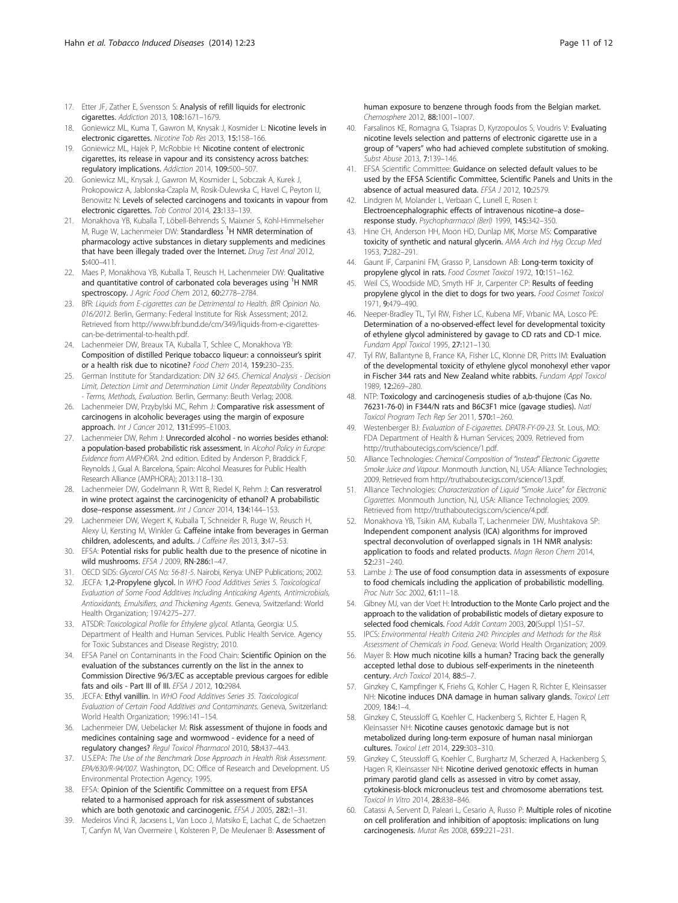17. Etter JF, Zather E, Svensson S: **Analysis of refill liquids for electronic cigarettes.** *Addiction* 2013, **108:**1671–1679.
18. Goniewicz ML, Kuma T, Gawron M, Knysak J, Kosmider L: **Nicotine levels in electronic cigarettes.** *Nicotine Tob Res* 2013, **15:**158–166.
19. Goniewicz ML, Hajek P, McRobbie H: **Nicotine content of electronic cigarettes, its release in vapour and its consistency across batches: regulatory implications.** *Addiction* 2014, **109:**500–507.
20. Goniewicz ML, Knysak J, Gawron M, Kosmider L, Sobczak A, Kurek J, Prokopowicz A, Jablonska-Czapla M, Rosik-Dulewska C, Havel C, Peyton IJ, Benowitz N: **Levels of selected carcinogens and toxicants in vapour from electronic cigarettes.** *Tob Control* 2014, **23:**133–139.
21. Monakhova YB, Kuballa T, Löbell-Behrends S, Maixner S, Kohl-Himmelseher M, Ruge W, Lachenmeier DW: **Standardless $^1$H NMR determination of pharmacology active substances in dietary supplements and medicines that have been illegaly traded over the Internet.** *Drug Test Anal* 2012, **5:**400–411.
22. Maes P, Monakhova YB, Kuballa T, Reusch H, Lachenmeier DW: **Qualitative and quantitative control of carbonated cola beverages using $^1$H NMR spectroscopy.** *J Agric Food Chem* 2012, **60:**2778–2784.
23. BfR: *Liquids from E-cigarettes can be Detrimental to Health. BfR Opinion No. 016/2012.* Berlin, Germany: Federal Institute for Risk Assessment; 2012. Retrieved from http://www.bfr.bund.de/cm/349/liquids-from-e-cigarettes-can-be-detrimental-to-health.pdf.
24. Lachenmeier DW, Breaux TA, Kuballa T, Schlee C, Monakhova YB: **Composition of distilled Perique tobacco liqueur: a connoisseur's spirit or a health risk due to nicotine?** *Food Chem* 2014, **159:**230–235.
25. German Institute for Standardization: *DIN 32 645. Chemical Analysis - Decision Limit, Detection Limit and Determination Limit Under Repeatability Conditions - Terms, Methods, Evaluation.* Berlin, Germany: Beuth Verlag; 2008.
26. Lachenmeier DW, Przybylski MC, Rehm J: **Comparative risk assessment of carcinogens in alcoholic beverages using the margin of exposure approach.** *Int J Cancer* 2012, **131:**E995–E1003.
27. Lachenmeier DW, Rehm J: **Unrecorded alcohol - no worries besides ethanol: a population-based probabilistic risk assessment.** In *Alcohol Policy in Europe: Evidence from AMPHORA.* 2nd edition. Edited by Anderson P, Braddick F, Reynolds J, Gual A. Barcelona, Spain: Alcohol Measures for Public Health Research Alliance (AMPHORA); 2013:118–130.
28. Lachenmeier DW, Godelmann R, Witt B, Riedel K, Rehm J: **Can resveratrol in wine protect against the carcinogenicity of ethanol? A probabilistic dose–response assessment.** *Int J Cancer* 2014, **134:**144–153.
29. Lachenmeier DW, Wegert K, Kuballa T, Schneider R, Ruge W, Reusch H, Alexy U, Kersting M, Winkler G: **Caffeine intake from beverages in German children, adolescents, and adults.** *J Caffeine Res* 2013, **3:**47–53.
30. EFSA: **Potential risks for public health due to the presence of nicotine in wild mushrooms.** *EFSA J* 2009, **RN-286:**1–47.
31. OECD SIDS: *Glycerol CAS No: 56-81-5.* Nairobi, Kenya: UNEP Publications; 2002.
32. JECFA: **1,2-Propylene glycol.** In *WHO Food Additives Series 5. Toxicological Evaluation of Some Food Additives Including Anticaking Agents, Antimicrobials, Antioxidants, Emulsifiers, and Thickening Agents.* Geneva, Switzerland: World Health Organization; 1974:275–277.
33. ATSDR: *Toxicological Profile for Ethylene glycol.* Atlanta, Georgia: U.S. Department of Health and Human Services. Public Health Service. Agency for Toxic Substances and Disease Registry; 2010.
34. EFSA Panel on Contaminants in the Food Chain: **Scientific Opinion on the evaluation of the substances currently on the list in the annex to Commission Directive 96/3/EC as acceptable previous cargoes for edible fats and oils - Part III of III.** *EFSA J* 2012, **10:**2984.
35. JECFA: **Ethyl vanillin.** In *WHO Food Additives Series 35. Toxicological Evaluation of Certain Food Additives and Contaminants.* Geneva, Switzerland: World Health Organization; 1996:141–154.
36. Lachenmeier DW, Uebelacker M: **Risk assessment of thujone in foods and medicines containing sage and wormwood - evidence for a need of regulatory changes?** *Regul Toxicol Pharmacol* 2010, **58:**437–443.
37. U.S.EPA: *The Use of the Benchmark Dose Approach in Health Risk Assessment. EPA/630/R-94/007.* Washington, DC: Office of Research and Development. US Environmental Protection Agency; 1995.
38. EFSA: **Opinion of the Scientific Committee on a request from EFSA related to a harmonised approach for risk assessment of substances which are both genotoxic and carcinogenic.** *EFSA J* 2005, **282:**1–31.
39. Medeiros Vinci R, Jacxsens L, Van Loco J, Matsiko E, Lachat C, de Schaetzen T, Canfyn M, Van Overmeire I, Kolsteren P, De Meulenaer B: **Assessment of human exposure to benzene through foods from the Belgian market.** *Chemosphere* 2012, **88:**1001–1007.
40. Farsalinos KE, Romagna G, Tsiapras D, Kyrzopoulos S, Voudris V: **Evaluating nicotine levels selection and patterns of electronic cigarette use in a group of "vapers" who had achieved complete substitution of smoking.** *Subst Abuse* 2013, **7:**139–146.
41. EFSA Scientific Committee: **Guidance on selected default values to be used by the EFSA Scientific Committee, Scientific Panels and Units in the absence of actual measured data.** *EFSA J* 2012, **10:**2579.
42. Lindgren M, Molander L, Verbaan C, Lunell E, Rosen I: **Electroencephalographic effects of intravenous nicotine–a dose–response study.** *Psychopharmacol (Berl)* 1999, **145:**342–350.
43. Hine CH, Anderson HH, Moon HD, Dunlap MK, Morse MS: **Comparative toxicity of synthetic and natural glycerin.** *AMA Arch Ind Hyg Occup Med* 1953, **7:**282–291.
44. Gaunt IF, Carpanini FM, Grasso P, Lansdown AB: **Long-term toxicity of propylene glycol in rats.** *Food Cosmet Toxicol* 1972, **10:**151–162.
45. Weil CS, Woodside MD, Smyth HF Jr, Carpenter CP: **Results of feeding propylene glycol in the diet to dogs for two years.** *Food Cosmet Toxicol* 1971, **9:**479–490.
46. Neeper-Bradley TL, Tyl RW, Fisher LC, Kubena MF, Vrbanic MA, Losco PE: **Determination of a no-observed-effect level for developmental toxicity of ethylene glycol administered by gavage to CD rats and CD-1 mice.** *Fundam Appl Toxicol* 1995, **27:**121–130.
47. Tyl RW, Ballantyne B, France KA, Fisher LC, Klonne DR, Pritts IM: **Evaluation of the developmental toxicity of ethylene glycol monohexyl ether vapor in Fischer 344 rats and New Zealand white rabbits.** *Fundam Appl Toxicol* 1989, **12:**269–280.
48. NTP: **Toxicology and carcinogenesis studies of a,b-thujone (Cas No. 76231-76-0) in F344/N rats and B6C3F1 mice (gavage studies).** *Natl Toxicol Program Tech Rep Ser* 2011, **570:**1–260.
49. Westenberger BJ: *Evaluation of E-cigarettes. DPATR-FY-09-23.* St. Lous, MO: FDA Department of Health & Human Services; 2009. Retrieved from http://truthaboutecigs.com/science/1.pdf.
50. Alliance Technologies: *Chemical Composition of "Instead" Electronic Cigarette Smoke Juice and Vapour.* Monmouth Junction, NJ, USA: Alliance Technologies; 2009. Retrieved from http://truthaboutecigs.com/science/13.pdf.
51. Alliance Technologies: *Characterization of Liquid "Smoke Juice" for Electronic Cigarettes.* Monmouth Junction, NJ, USA: Alliance Technologies; 2009. Retrieved from http://truthaboutecigs.com/science/4.pdf.
52. Monakhova YB, Tsikin AM, Kuballa T, Lachenmeier DW, Mushtakova SP: **Independent component analysis (ICA) algorithms for improved spectral deconvolution of overlapped signals in 1H NMR analysis: application to foods and related products.** *Magn Reson Chem* 2014, **52:**231–240.
53. Lambe J: **The use of food consumption data in assessments of exposure to food chemicals including the application of probabilistic modelling.** *Proc Nutr Soc* 2002, **61:**11–18.
54. Gibney MJ, van der Voet H: **Introduction to the Monte Carlo project and the approach to the validation of probabilistic models of dietary exposure to selected food chemicals.** *Food Addit Contam* 2003, **20**(Suppl 1):S1–S7.
55. IPCS: *Environmental Health Criteria 240: Principles and Methods for the Risk Assessment of Chemicals in Food.* Geneva: World Health Organization; 2009.
56. Mayer B: **How much nicotine kills a human? Tracing back the generally accepted lethal dose to dubious self-experiments in the nineteenth century.** *Arch Toxicol* 2014, **88:**5–7.
57. Ginzkey C, Kampfinger K, Friehs G, Kohler C, Hagen R, Richter E, Kleinsasser NH: **Nicotine induces DNA damage in human salivary glands.** *Toxicol Lett* 2009, **184:**1–4.
58. Ginzkey C, Steussloff G, Koehler C, Hackenberg S, Richter E, Hagen R, Kleinsasser NH: **Nicotine causes genotoxic damage but is not metabolized during long-term exposure of human nasal miniorgan cultures.** *Toxicol Lett* 2014, **229:**303–310.
59. Ginzkey C, Steussloff G, Koehler C, Burghartz M, Scherzed A, Hackenberg S, Hagen R, Kleinsasser NH: **Nicotine derived genotoxic effects in human primary parotid gland cells as assessed in vitro by comet assay, cytokinesis-block micronucleus test and chromosome aberrations test.** *Toxicol In Vitro* 2014, **28:**838–846.
60. Catassi A, Servent D, Paleari L, Cesario A, Russo P: **Multiple roles of nicotine on cell proliferation and inhibition of apoptosis: implications on lung carcinogenesis.** *Mutat Res* 2008, **659:**221–231.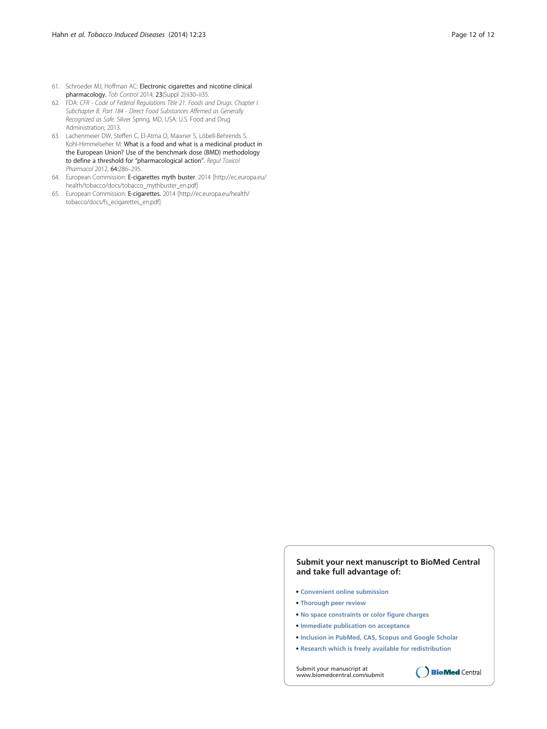61. Schroeder MJ, Hoffman AC: **Electronic cigarettes and nicotine clinical pharmacology.** *Tob Control* 2014, **23**(Suppl 2):ii30–ii35.
62. FDA: *CFR - Code of Federal Regulations Title 21. Foods and Drugs. Chapter I. Subchapter B. Part 184 - Direct Food Substances Affirmed as Generally Recognized as Safe.* Silver Spring, MD, USA: U.S. Food and Drug Administration; 2013.
63. Lachenmeier DW, Steffen C, El-Atma O, Maixner S, Löbell-Behrends S, Kohl-Himmelseher M: **What is a food and what is a medicinal product in the European Union? Use of the benchmark dose (BMD) methodology to define a threshold for "pharmacological action".** *Regul Toxicol Pharmacol* 2012, **64:**286–295.
64. European Commission: **E-cigarettes myth buster**. 2014 [http://ec.europa.eu/health/tobacco/docs/tobacco_mythbuster_en.pdf]
65. European Commission: **E-cigarettes.** 2014 [http://ec.europa.eu/health/tobacco/docs/fs_ecigarettes_en.pdf]

**Submit your next manuscript to BioMed Central and take full advantage of:**

- **Convenient online submission**
- **Thorough peer review**
- **No space constraints or color figure charges**
- **Immediate publication on acceptance**
- **Inclusion in PubMed, CAS, Scopus and Google Scholar**
- **Research which is freely available for redistribution**

Submit your manuscript at
www.biomedcentral.com/submit

BioMed Central